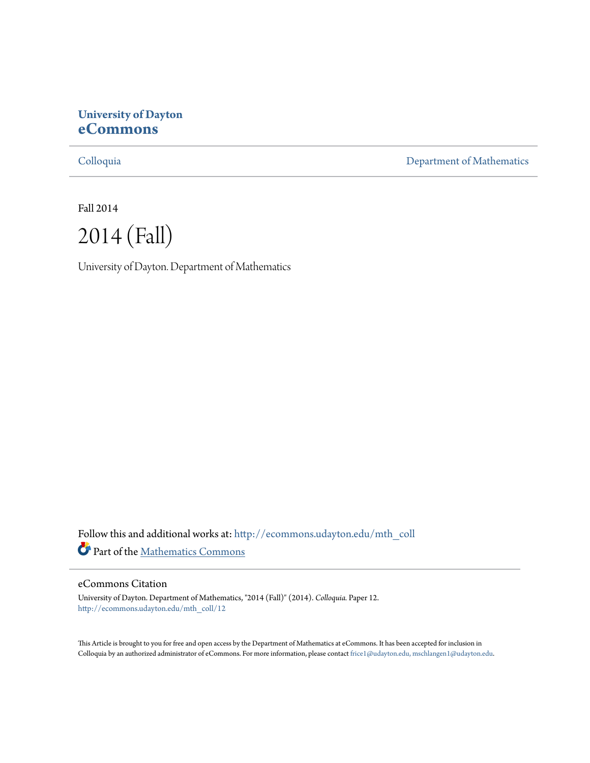**University of Dayton**
**eCommons**

Colloquia Department of Mathematics

Fall 2014

# 2014 (Fall)

University of Dayton. Department of Mathematics

Follow this and additional works at: http://ecommons.udayton.edu/mth_coll

Part of the Mathematics Commons

## eCommons Citation

University of Dayton. Department of Mathematics, "2014 (Fall)" (2014). *Colloquia.* Paper 12.
http://ecommons.udayton.edu/mth_coll/12

This Article is brought to you for free and open access by the Department of Mathematics at eCommons. It has been accepted for inclusion in Colloquia by an authorized administrator of eCommons. For more information, please contact frice1@udayton.edu, mschlangen1@udayton.edu.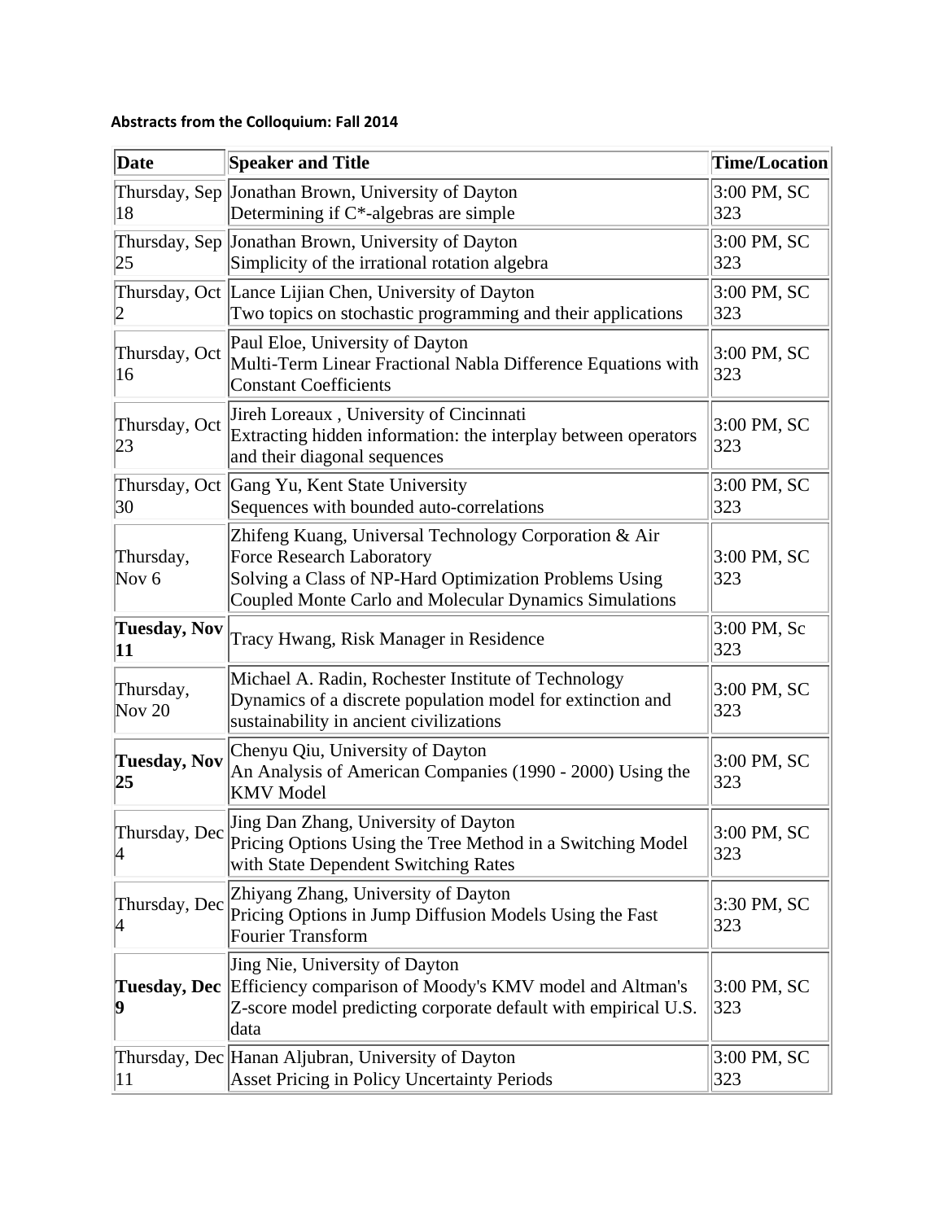**Abstracts from the Colloquium: Fall 2014**

| Date | Speaker and Title | Time/Location |
|---|---|---|
| Thursday, Sep 18 | Jonathan Brown, University of Dayton<br>Determining if C*-algebras are simple | 3:00 PM, SC 323 |
| Thursday, Sep 25 | Jonathan Brown, University of Dayton<br>Simplicity of the irrational rotation algebra | 3:00 PM, SC 323 |
| Thursday, Oct 2 | Lance Lijian Chen, University of Dayton<br>Two topics on stochastic programming and their applications | 3:00 PM, SC 323 |
| Thursday, Oct 16 | Paul Eloe, University of Dayton<br>Multi-Term Linear Fractional Nabla Difference Equations with Constant Coefficients | 3:00 PM, SC 323 |
| Thursday, Oct 23 | Jireh Loreaux , University of Cincinnati<br>Extracting hidden information: the interplay between operators and their diagonal sequences | 3:00 PM, SC 323 |
| Thursday, Oct 30 | Gang Yu, Kent State University<br>Sequences with bounded auto-correlations | 3:00 PM, SC 323 |
| Thursday, Nov 6 | Zhifeng Kuang, Universal Technology Corporation & Air Force Research Laboratory<br>Solving a Class of NP-Hard Optimization Problems Using Coupled Monte Carlo and Molecular Dynamics Simulations | 3:00 PM, SC 323 |
| **Tuesday, Nov 11** | Tracy Hwang, Risk Manager in Residence | 3:00 PM, Sc 323 |
| Thursday, Nov 20 | Michael A. Radin, Rochester Institute of Technology<br>Dynamics of a discrete population model for extinction and sustainability in ancient civilizations | 3:00 PM, SC 323 |
| **Tuesday, Nov 25** | Chenyu Qiu, University of Dayton<br>An Analysis of American Companies (1990 - 2000) Using the KMV Model | 3:00 PM, SC 323 |
| Thursday, Dec 4 | Jing Dan Zhang, University of Dayton<br>Pricing Options Using the Tree Method in a Switching Model with State Dependent Switching Rates | 3:00 PM, SC 323 |
| Thursday, Dec 4 | Zhiyang Zhang, University of Dayton<br>Pricing Options in Jump Diffusion Models Using the Fast Fourier Transform | 3:30 PM, SC 323 |
| **Tuesday, Dec 9** | Jing Nie, University of Dayton<br>Efficiency comparison of Moody's KMV model and Altman's Z-score model predicting corporate default with empirical U.S. data | 3:00 PM, SC 323 |
| Thursday, Dec 11 | Hanan Aljubran, University of Dayton<br>Asset Pricing in Policy Uncertainty Periods | 3:00 PM, SC 323 |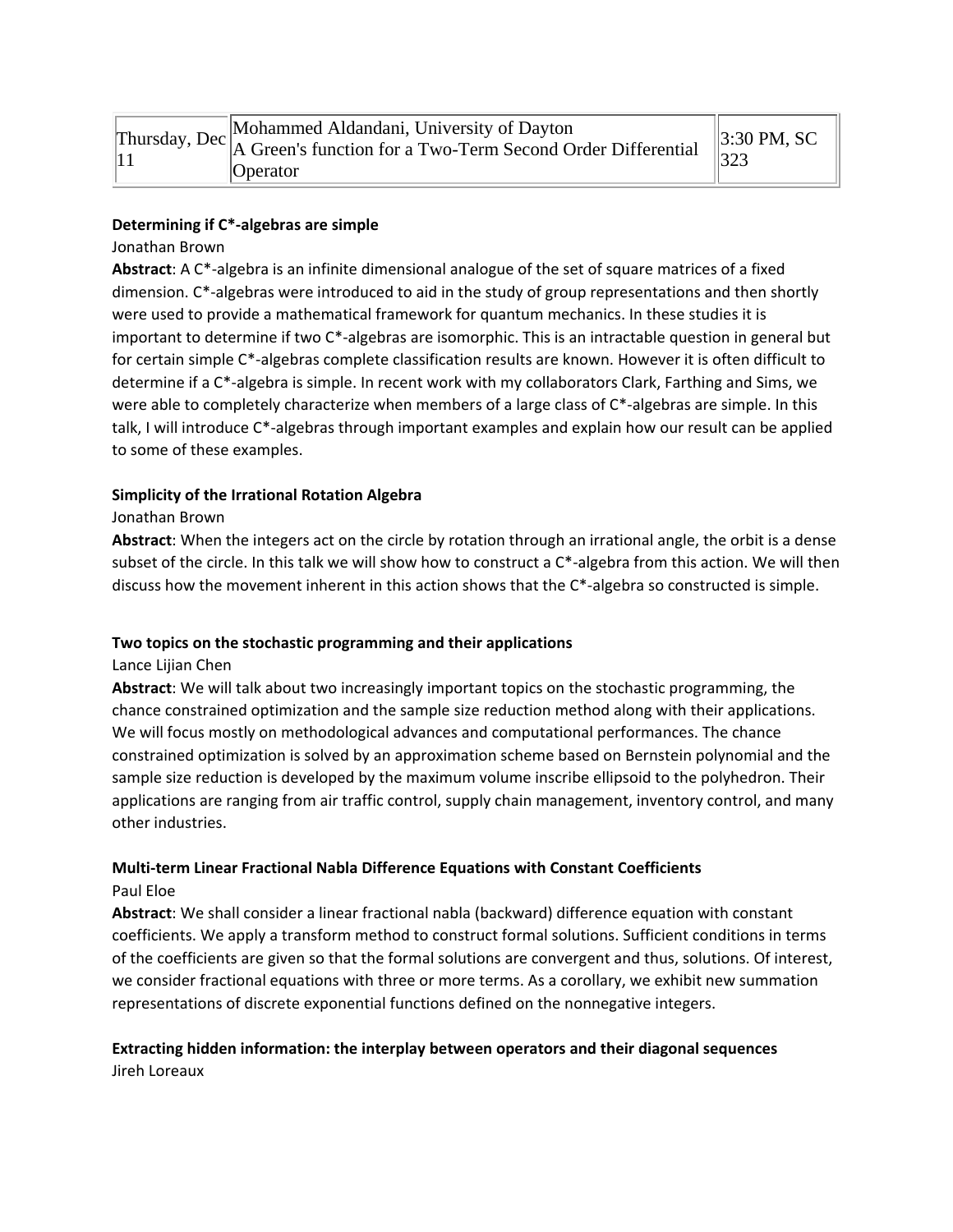| Thursday, Dec 11 | Mohammed Aldandani, University of Dayton<br>A Green's function for a Two-Term Second Order Differential Operator | 3:30 PM, SC 323 |
|---|---|---|

**Determining if C*-algebras are simple**

Jonathan Brown

**Abstract**: A C*-algebra is an infinite dimensional analogue of the set of square matrices of a fixed dimension. C*-algebras were introduced to aid in the study of group representations and then shortly were used to provide a mathematical framework for quantum mechanics. In these studies it is important to determine if two C*-algebras are isomorphic. This is an intractable question in general but for certain simple C*-algebras complete classification results are known. However it is often difficult to determine if a C*-algebra is simple. In recent work with my collaborators Clark, Farthing and Sims, we were able to completely characterize when members of a large class of C*-algebras are simple. In this talk, I will introduce C*-algebras through important examples and explain how our result can be applied to some of these examples.

**Simplicity of the Irrational Rotation Algebra**

Jonathan Brown

**Abstract**: When the integers act on the circle by rotation through an irrational angle, the orbit is a dense subset of the circle. In this talk we will show how to construct a C*-algebra from this action. We will then discuss how the movement inherent in this action shows that the C*-algebra so constructed is simple.

**Two topics on the stochastic programming and their applications**

Lance Lijian Chen

**Abstract**: We will talk about two increasingly important topics on the stochastic programming, the chance constrained optimization and the sample size reduction method along with their applications. We will focus mostly on methodological advances and computational performances. The chance constrained optimization is solved by an approximation scheme based on Bernstein polynomial and the sample size reduction is developed by the maximum volume inscribe ellipsoid to the polyhedron. Their applications are ranging from air traffic control, supply chain management, inventory control, and many other industries.

**Multi-term Linear Fractional Nabla Difference Equations with Constant Coefficients**

Paul Eloe

**Abstract**: We shall consider a linear fractional nabla (backward) difference equation with constant coefficients. We apply a transform method to construct formal solutions. Sufficient conditions in terms of the coefficients are given so that the formal solutions are convergent and thus, solutions. Of interest, we consider fractional equations with three or more terms. As a corollary, we exhibit new summation representations of discrete exponential functions defined on the nonnegative integers.

**Extracting hidden information: the interplay between operators and their diagonal sequences**

Jireh Loreaux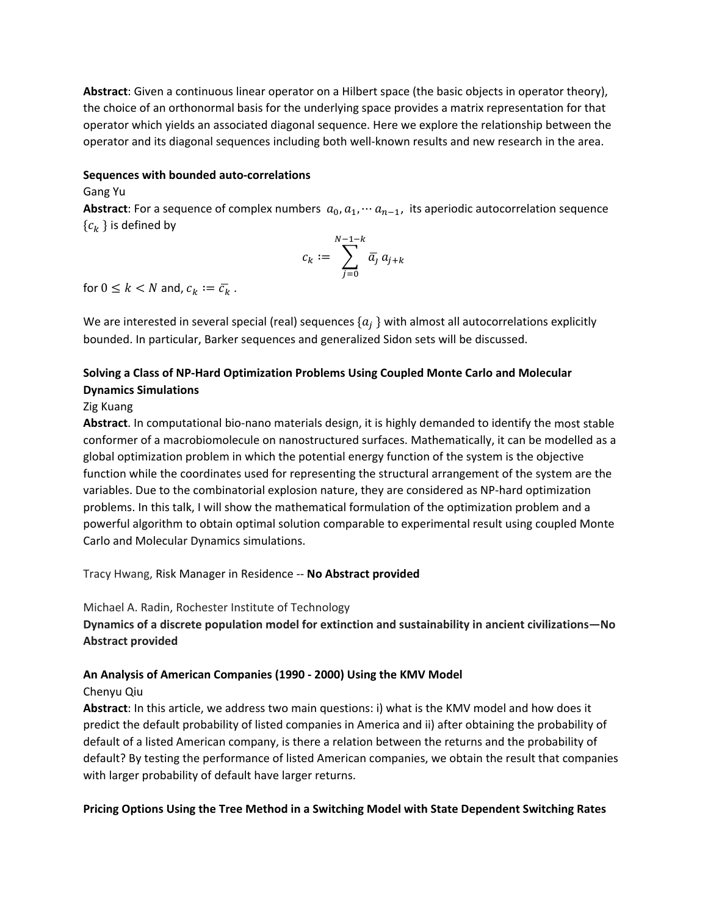**Abstract**: Given a continuous linear operator on a Hilbert space (the basic objects in operator theory), the choice of an orthonormal basis for the underlying space provides a matrix representation for that operator which yields an associated diagonal sequence. Here we explore the relationship between the operator and its diagonal sequences including both well-known results and new research in the area.

**Sequences with bounded auto-correlations**

Gang Yu

**Abstract**: For a sequence of complex numbers $a_0, a_1, \cdots a_{n-1}$, its aperiodic autocorrelation sequence $\{c_k\}$ is defined by

$$c_k := \sum_{j=0}^{N-1-k} \overline{a}_j \, a_{j+k}$$

for $0 \leq k < N$ and, $c_k := \overline{c_k}$ .

We are interested in several special (real) sequences $\{a_j\}$ with almost all autocorrelations explicitly bounded. In particular, Barker sequences and generalized Sidon sets will be discussed.

**Solving a Class of NP-Hard Optimization Problems Using Coupled Monte Carlo and Molecular Dynamics Simulations**

Zig Kuang

**Abstract**. In computational bio-nano materials design, it is highly demanded to identify the most stable conformer of a macrobiomolecule on nanostructured surfaces. Mathematically, it can be modelled as a global optimization problem in which the potential energy function of the system is the objective function while the coordinates used for representing the structural arrangement of the system are the variables. Due to the combinatorial explosion nature, they are considered as NP-hard optimization problems. In this talk, I will show the mathematical formulation of the optimization problem and a powerful algorithm to obtain optimal solution comparable to experimental result using coupled Monte Carlo and Molecular Dynamics simulations.

Tracy Hwang, Risk Manager in Residence -- **No Abstract provided**

Michael A. Radin, Rochester Institute of Technology

**Dynamics of a discrete population model for extinction and sustainability in ancient civilizations—No Abstract provided**

**An Analysis of American Companies (1990 - 2000) Using the KMV Model**

Chenyu Qiu

**Abstract**: In this article, we address two main questions: i) what is the KMV model and how does it predict the default probability of listed companies in America and ii) after obtaining the probability of default of a listed American company, is there a relation between the returns and the probability of default? By testing the performance of listed American companies, we obtain the result that companies with larger probability of default have larger returns.

**Pricing Options Using the Tree Method in a Switching Model with State Dependent Switching Rates**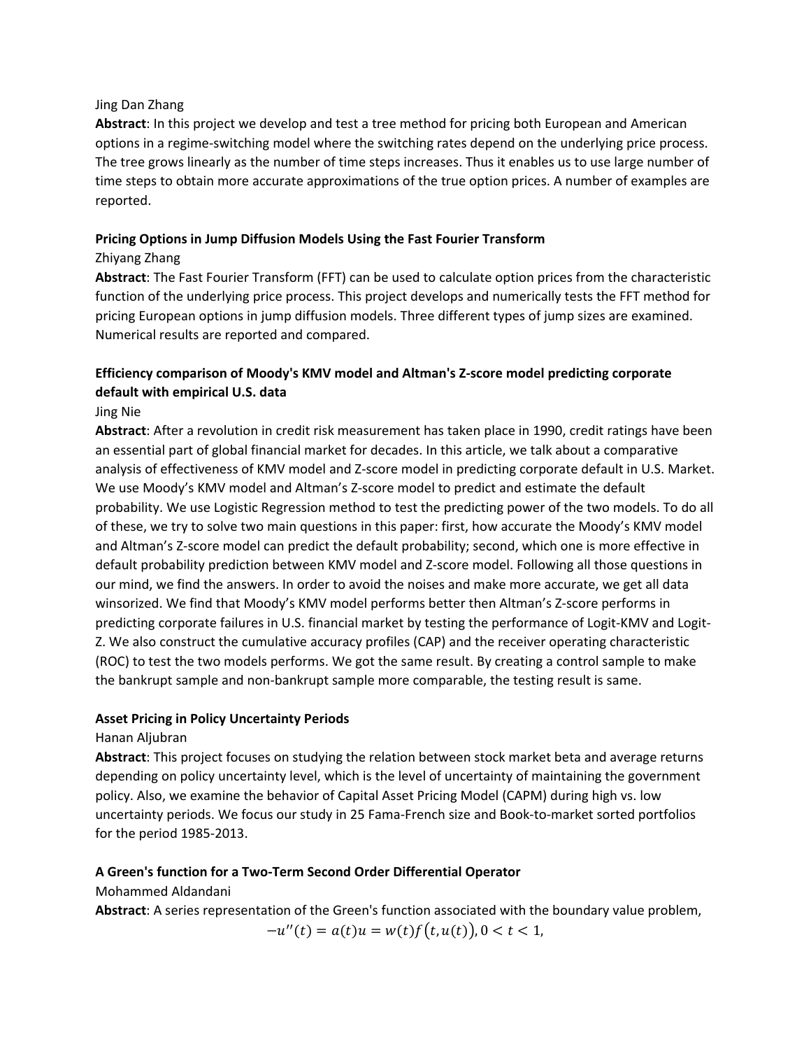Jing Dan Zhang

**Abstract**: In this project we develop and test a tree method for pricing both European and American options in a regime-switching model where the switching rates depend on the underlying price process. The tree grows linearly as the number of time steps increases. Thus it enables us to use large number of time steps to obtain more accurate approximations of the true option prices. A number of examples are reported.

**Pricing Options in Jump Diffusion Models Using the Fast Fourier Transform**

Zhiyang Zhang

**Abstract**: The Fast Fourier Transform (FFT) can be used to calculate option prices from the characteristic function of the underlying price process. This project develops and numerically tests the FFT method for pricing European options in jump diffusion models. Three different types of jump sizes are examined. Numerical results are reported and compared.

**Efficiency comparison of Moody's KMV model and Altman's Z-score model predicting corporate default with empirical U.S. data**

Jing Nie

**Abstract**: After a revolution in credit risk measurement has taken place in 1990, credit ratings have been an essential part of global financial market for decades. In this article, we talk about a comparative analysis of effectiveness of KMV model and Z-score model in predicting corporate default in U.S. Market. We use Moody's KMV model and Altman's Z-score model to predict and estimate the default probability. We use Logistic Regression method to test the predicting power of the two models. To do all of these, we try to solve two main questions in this paper: first, how accurate the Moody's KMV model and Altman's Z-score model can predict the default probability; second, which one is more effective in default probability prediction between KMV model and Z-score model. Following all those questions in our mind, we find the answers. In order to avoid the noises and make more accurate, we get all data winsorized. We find that Moody's KMV model performs better then Altman's Z-score performs in predicting corporate failures in U.S. financial market by testing the performance of Logit-KMV and Logit-Z. We also construct the cumulative accuracy profiles (CAP) and the receiver operating characteristic (ROC) to test the two models performs. We got the same result. By creating a control sample to make the bankrupt sample and non-bankrupt sample more comparable, the testing result is same.

**Asset Pricing in Policy Uncertainty Periods**

Hanan Aljubran

**Abstract**: This project focuses on studying the relation between stock market beta and average returns depending on policy uncertainty level, which is the level of uncertainty of maintaining the government policy. Also, we examine the behavior of Capital Asset Pricing Model (CAPM) during high vs. low uncertainty periods. We focus our study in 25 Fama-French size and Book-to-market sorted portfolios for the period 1985-2013.

**A Green's function for a Two-Term Second Order Differential Operator**

Mohammed Aldandani

**Abstract**: A series representation of the Green's function associated with the boundary value problem,

$$-u''(t) = a(t)u = w(t)f\big(t, u(t)\big), 0 < t < 1,$$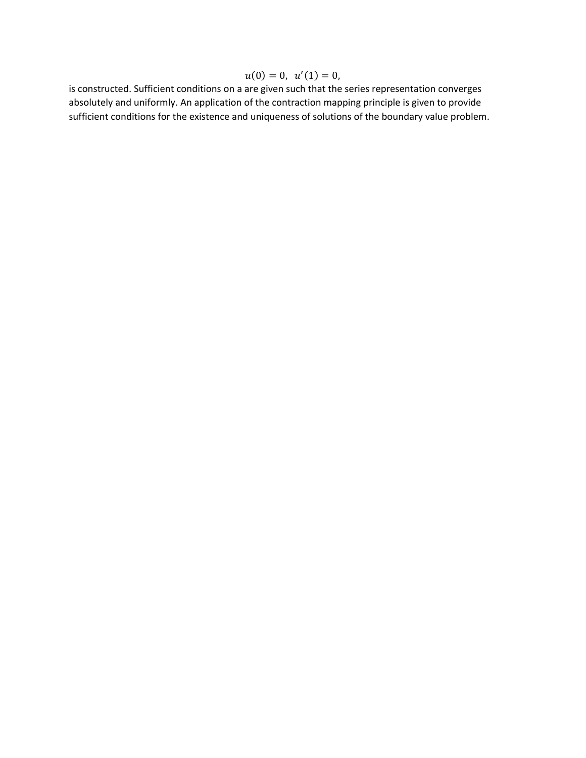$$u(0) = 0, \ \ u'(1) = 0,$$

is constructed. Sufficient conditions on a are given such that the series representation converges absolutely and uniformly. An application of the contraction mapping principle is given to provide sufficient conditions for the existence and uniqueness of solutions of the boundary value problem.